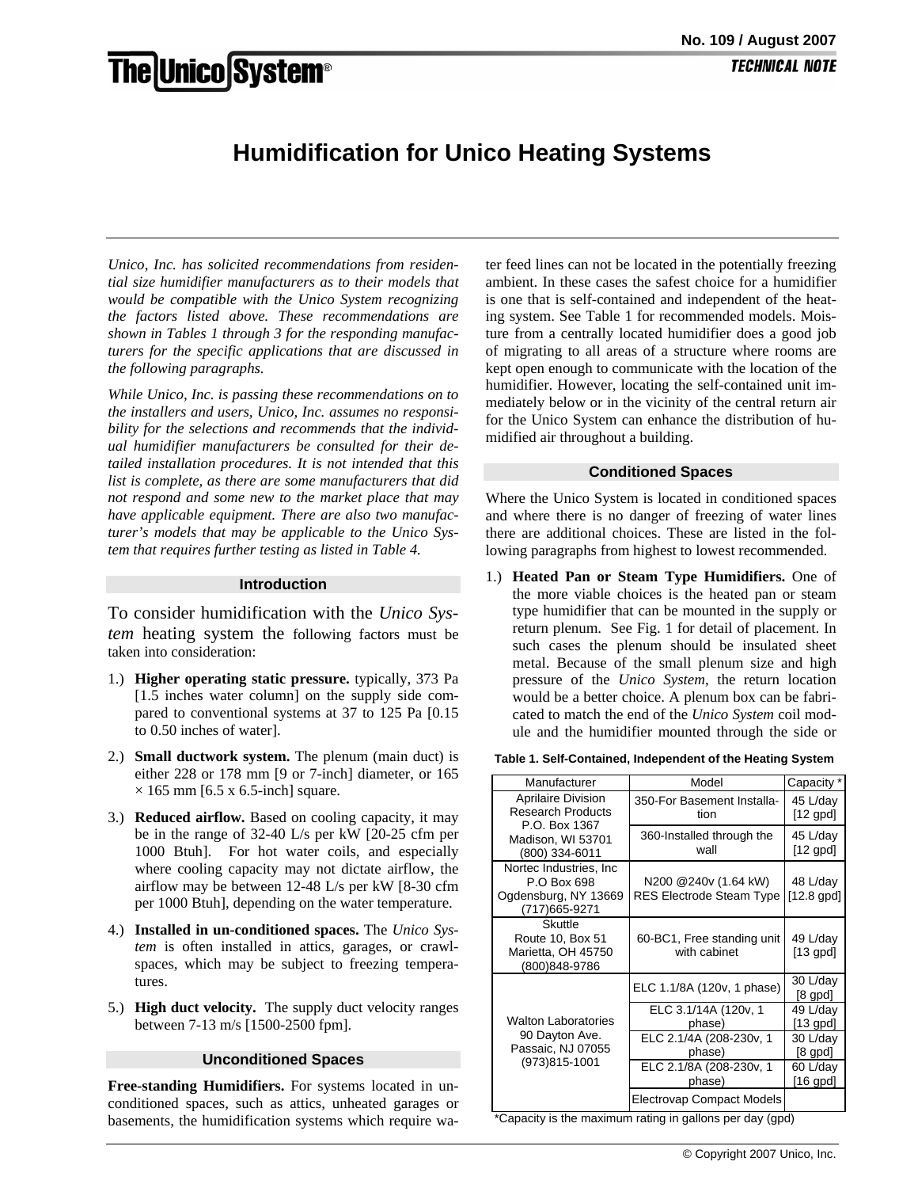# Humidification for Unico Heating Systems

*Unico, Inc. has solicited recommendations from residential size humidifier manufacturers as to their models that would be compatible with the Unico System recognizing the factors listed above. These recommendations are shown in Tables 1 through 3 for the responding manufacturers for the specific applications that are discussed in the following paragraphs.*

*While Unico, Inc. is passing these recommendations on to the installers and users, Unico, Inc. assumes no responsibility for the selections and recommends that the individual humidifier manufacturers be consulted for their detailed installation procedures. It is not intended that this list is complete, as there are some manufacturers that did not respond and some new to the market place that may have applicable equipment. There are also two manufacturer's models that may be applicable to the Unico System that requires further testing as listed in Table 4.*

## Introduction

To consider humidification with the *Unico System* heating system the following factors must be taken into consideration:

1.) **Higher operating static pressure.** typically, 373 Pa [1.5 inches water column] on the supply side compared to conventional systems at 37 to 125 Pa [0.15 to 0.50 inches of water].

2.) **Small ductwork system.** The plenum (main duct) is either 228 or 178 mm [9 or 7-inch] diameter, or 165 × 165 mm [6.5 x 6.5-inch] square.

3.) **Reduced airflow.** Based on cooling capacity, it may be in the range of 32-40 L/s per kW [20-25 cfm per 1000 Btuh]. For hot water coils, and especially where cooling capacity may not dictate airflow, the airflow may be between 12-48 L/s per kW [8-30 cfm per 1000 Btuh], depending on the water temperature.

4.) **Installed in un-conditioned spaces.** The *Unico System* is often installed in attics, garages, or crawlspaces, which may be subject to freezing temperatures.

5.) **High duct velocity.** The supply duct velocity ranges between 7-13 m/s [1500-2500 fpm].

## Unconditioned Spaces

**Free-standing Humidifiers.** For systems located in unconditioned spaces, such as attics, unheated garages or basements, the humidification systems which require water feed lines can not be located in the potentially freezing ambient. In these cases the safest choice for a humidifier is one that is self-contained and independent of the heating system. See Table 1 for recommended models. Moisture from a centrally located humidifier does a good job of migrating to all areas of a structure where rooms are kept open enough to communicate with the location of the humidifier. However, locating the self-contained unit immediately below or in the vicinity of the central return air for the Unico System can enhance the distribution of humidified air throughout a building.

## Conditioned Spaces

Where the Unico System is located in conditioned spaces and where there is no danger of freezing of water lines there are additional choices. These are listed in the following paragraphs from highest to lowest recommended.

1.) **Heated Pan or Steam Type Humidifiers.** One of the more viable choices is the heated pan or steam type humidifier that can be mounted in the supply or return plenum. See Fig. 1 for detail of placement. In such cases the plenum should be insulated sheet metal. Because of the small plenum size and high pressure of the *Unico System*, the return location would be a better choice. A plenum box can be fabricated to match the end of the *Unico System* coil module and the humidifier mounted through the side or

**Table 1. Self-Contained, Independent of the Heating System**

| Manufacturer | Model | Capacity * |
|---|---|---|
| Aprilaire Division Research Products P.O. Box 1367 Madison, WI 53701 (800) 334-6011 | 350-For Basement Installation | 45 L/day [12 gpd] |
| | 360-Installed through the wall | 45 L/day [12 gpd] |
| Nortec Industries, Inc P.O Box 698 Ogdensburg, NY 13669 (717)665-9271 | N200 @240v (1.64 kW) RES Electrode Steam Type | 48 L/day [12.8 gpd] |
| Skuttle Route 10, Box 51 Marietta, OH 45750 (800)848-9786 | 60-BC1, Free standing unit with cabinet | 49 L/day [13 gpd] |
| Walton Laboratories 90 Dayton Ave. Passaic, NJ 07055 (973)815-1001 | ELC 1.1/8A (120v, 1 phase) | 30 L/day [8 gpd] |
| | ELC 3.1/14A (120v, 1 phase) | 49 L/day [13 gpd] |
| | ELC 2.1/4A (208-230v, 1 phase) | 30 L/day [8 gpd] |
| | ELC 2.1/8A (208-230v, 1 phase) | 60 L/day [16 gpd] |
| | Electrovap Compact Models | |

*Capacity is the maximum rating in gallons per day (gpd)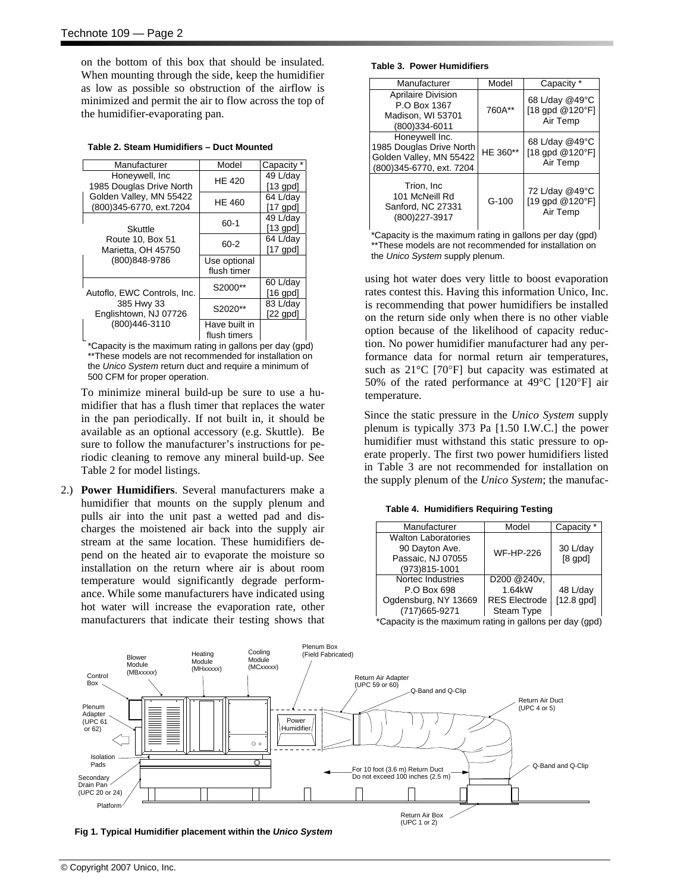on the bottom of this box that should be insulated. When mounting through the side, keep the humidifier as low as possible so obstruction of the airflow is minimized and permit the air to flow across the top of the humidifier-evaporating pan.

**Table 2. Steam Humidifiers – Duct Mounted**

| Manufacturer | Model | Capacity * |
|---|---|---|
| Honeywell, Inc<br>1985 Douglas Drive North<br>Golden Valley, MN 55422<br>(800)345-6770, ext.7204 | HE 420 | 49 L/day [13 gpd] |
| | HE 460 | 64 L/day [17 gpd] |
| Skuttle<br>Route 10, Box 51<br>Marietta, OH 45750<br>(800)848-9786 | 60-1 | 49 L/day [13 gpd] |
| | 60-2 | 64 L/day [17 gpd] |
| | Use optional flush timer | |
| Autoflo, EWC Controls, Inc.<br>385 Hwy 33<br>Englishtown, NJ 07726<br>(800)446-3110 | S2000** | 60 L/day [16 gpd] |
| | S2020** | 83 L/day [22 gpd] |
| | Have built in flush timers | |

*Capacity is the maximum rating in gallons per day (gpd)
**These models are not recommended for installation on the *Unico System* return duct and require a minimum of 500 CFM for proper operation.

To minimize mineral build-up be sure to use a humidifier that has a flush timer that replaces the water in the pan periodically. If not built in, it should be available as an optional accessory (e.g. Skuttle). Be sure to follow the manufacturer's instructions for periodic cleaning to remove any mineral build-up. See Table 2 for model listings.

2.) **Power Humidifiers**. Several manufacturers make a humidifier that mounts on the supply plenum and pulls air into the unit past a wetted pad and discharges the moistened air back into the supply air stream at the same location. These humidifiers depend on the heated air to evaporate the moisture so installation on the return where air is about room temperature would significantly degrade performance. While some manufacturers have indicated using hot water will increase the evaporation rate, other manufacturers that indicate their testing shows that using hot water does very little to boost evaporation rates contest this. Having this information Unico, Inc. is recommending that power humidifiers be installed on the return side only when there is no other viable option because of the likelihood of capacity reduction. No power humidifier manufacturer had any performance data for normal return air temperatures, such as 21°C [70°F] but capacity was estimated at 50% of the rated performance at 49°C [120°F] air temperature.

**Table 3. Power Humidifiers**

| Manufacturer | Model | Capacity * |
|---|---|---|
| Aprilaire Division<br>P.O Box 1367<br>Madison, WI 53701<br>(800)334-6011 | 760A** | 68 L/day @49°C [18 gpd @120°F] Air Temp |
| Honeywell Inc.<br>1985 Douglas Drive North<br>Golden Valley, MN 55422<br>(800)345-6770, ext. 7204 | HE 360** | 68 L/day @49°C [18 gpd @120°F] Air Temp |
| Trion, Inc<br>101 McNeill Rd<br>Sanford, NC 27331<br>(800)227-3917 | G-100 | 72 L/day @49°C [19 gpd @120°F] Air Temp |

*Capacity is the maximum rating in gallons per day (gpd)
**These models are not recommended for installation on the *Unico System* supply plenum.

Since the static pressure in the *Unico System* supply plenum is typically 373 Pa [1.50 I.W.C.] the power humidifier must withstand this static pressure to operate properly. The first two power humidifiers listed in Table 3 are not recommended for installation on the supply plenum of the *Unico System*; the manufac-

**Table 4. Humidifiers Requiring Testing**

| Manufacturer | Model | Capacity * |
|---|---|---|
| Walton Laboratories<br>90 Dayton Ave.<br>Passaic, NJ 07055<br>(973)815-1001 | WF-HP-226 | 30 L/day [8 gpd] |
| Nortec Industries<br>P.O Box 698<br>Ogdensburg, NY 13669<br>(717)665-9271 | D200 @240v, 1.64kW RES Electrode Steam Type | 48 L/day [12.8 gpd] |

*Capacity is the maximum rating in gallons per day (gpd)

Control Box · Blower Module (MB*xxxxx*) · Heating Module (MH*xxxxx*) · Cooling Module (MC*xxxxx*) · Plenum Box (Field Fabricated) · Power Humidifier · Return Air Adapter (UPC 59 or 60) · Q-Band and Q-Clip · Return Air Duct (UPC 4 or 5) · Plenum Adapter (UPC 61 or 62) · Isolation Pads · Secondary Drain Pan (UPC 20 or 24) · Platform · For 10 foot (3.6 m) Return Duct Do not exceed 100 inches (2.5 m) · Q-Band and Q-Clip · Return Air Box (UPC 1 or 2)

**Fig 1. Typical Humidifier placement within the *Unico System***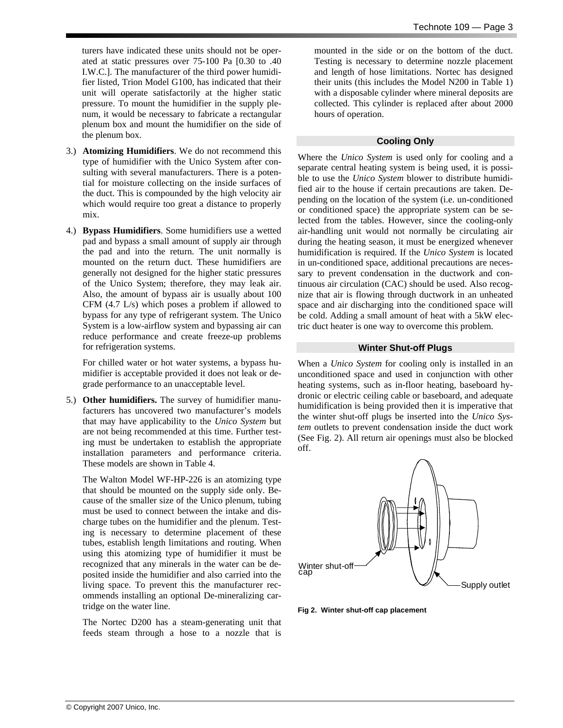turers have indicated these units should not be operated at static pressures over 75-100 Pa [0.30 to .40 I.W.C.]. The manufacturer of the third power humidifier listed, Trion Model G100, has indicated that their unit will operate satisfactorily at the higher static pressure. To mount the humidifier in the supply plenum, it would be necessary to fabricate a rectangular plenum box and mount the humidifier on the side of the plenum box.

3.) **Atomizing Humidifiers**. We do not recommend this type of humidifier with the Unico System after consulting with several manufacturers. There is a potential for moisture collecting on the inside surfaces of the duct. This is compounded by the high velocity air which would require too great a distance to properly mix.

4.) **Bypass Humidifiers**. Some humidifiers use a wetted pad and bypass a small amount of supply air through the pad and into the return. The unit normally is mounted on the return duct. These humidifiers are generally not designed for the higher static pressures of the Unico System; therefore, they may leak air. Also, the amount of bypass air is usually about 100 CFM (4.7 L/s) which poses a problem if allowed to bypass for any type of refrigerant system. The Unico System is a low-airflow system and bypassing air can reduce performance and create freeze-up problems for refrigeration systems.

   For chilled water or hot water systems, a bypass humidifier is acceptable provided it does not leak or degrade performance to an unacceptable level.

5.) **Other humidifiers.** The survey of humidifier manufacturers has uncovered two manufacturer's models that may have applicability to the *Unico System* but are not being recommended at this time. Further testing must be undertaken to establish the appropriate installation parameters and performance criteria. These models are shown in Table 4.

   The Walton Model WF-HP-226 is an atomizing type that should be mounted on the supply side only. Because of the smaller size of the Unico plenum, tubing must be used to connect between the intake and discharge tubes on the humidifier and the plenum. Testing is necessary to determine placement of these tubes, establish length limitations and routing. When using this atomizing type of humidifier it must be recognized that any minerals in the water can be deposited inside the humidifier and also carried into the living space. To prevent this the manufacturer recommends installing an optional De-mineralizing cartridge on the water line.

   The Nortec D200 has a steam-generating unit that feeds steam through a hose to a nozzle that is mounted in the side or on the bottom of the duct. Testing is necessary to determine nozzle placement and length of hose limitations. Nortec has designed their units (this includes the Model N200 in Table 1) with a disposable cylinder where mineral deposits are collected. This cylinder is replaced after about 2000 hours of operation.

## Cooling Only

Where the *Unico System* is used only for cooling and a separate central heating system is being used, it is possible to use the *Unico System* blower to distribute humidified air to the house if certain precautions are taken. Depending on the location of the system (i.e. un-conditioned or conditioned space) the appropriate system can be selected from the tables. However, since the cooling-only air-handling unit would not normally be circulating air during the heating season, it must be energized whenever humidification is required. If the *Unico System* is located in un-conditioned space, additional precautions are necessary to prevent condensation in the ductwork and continuous air circulation (CAC) should be used. Also recognize that air is flowing through ductwork in an unheated space and air discharging into the conditioned space will be cold. Adding a small amount of heat with a 5kW electric duct heater is one way to overcome this problem.

## Winter Shut-off Plugs

When a *Unico System* for cooling only is installed in an unconditioned space and used in conjunction with other heating systems, such as in-floor heating, baseboard hydronic or electric ceiling cable or baseboard, and adequate humidification is being provided then it is imperative that the winter shut-off plugs be inserted into the *Unico System* outlets to prevent condensation inside the duct work (See Fig. 2). All return air openings must also be blocked off.

Winter shut-off cap

Supply outlet

**Fig 2. Winter shut-off cap placement**